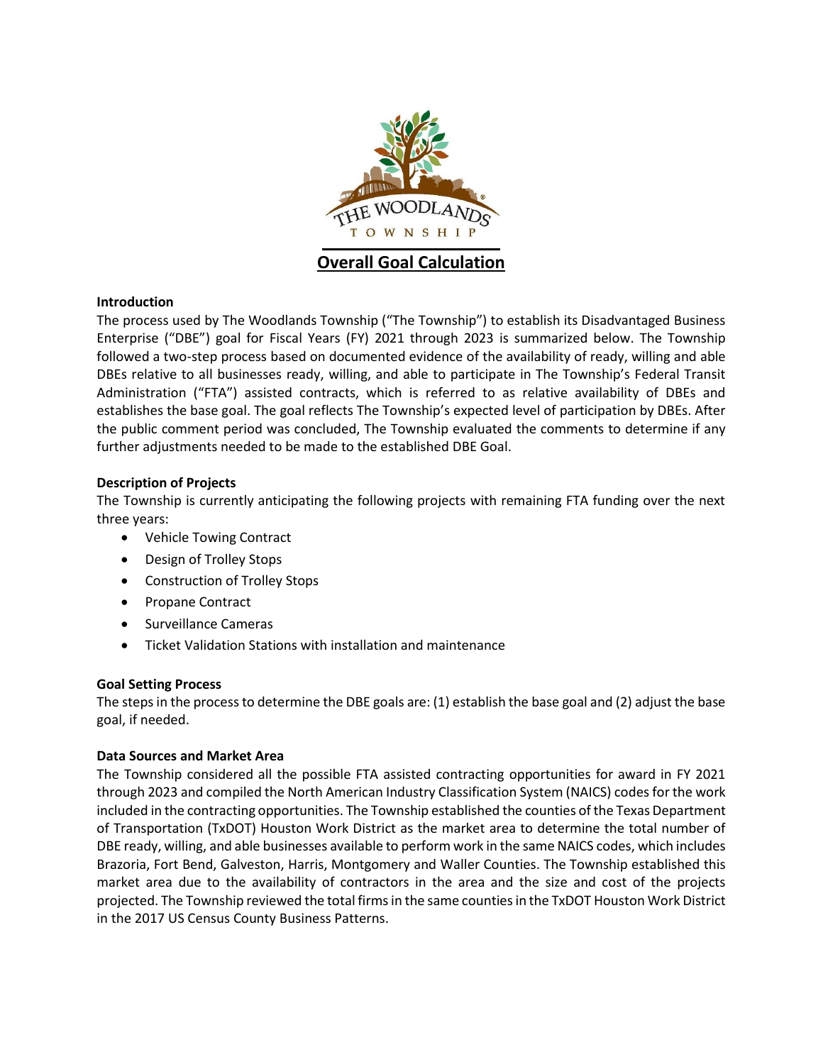# Overall Goal Calculation

**Introduction**

The process used by The Woodlands Township ("The Township") to establish its Disadvantaged Business Enterprise ("DBE") goal for Fiscal Years (FY) 2021 through 2023 is summarized below. The Township followed a two-step process based on documented evidence of the availability of ready, willing and able DBEs relative to all businesses ready, willing, and able to participate in The Township's Federal Transit Administration ("FTA") assisted contracts, which is referred to as relative availability of DBEs and establishes the base goal. The goal reflects The Township's expected level of participation by DBEs. After the public comment period was concluded, The Township evaluated the comments to determine if any further adjustments needed to be made to the established DBE Goal.

**Description of Projects**

The Township is currently anticipating the following projects with remaining FTA funding over the next three years:

- Vehicle Towing Contract
- Design of Trolley Stops
- Construction of Trolley Stops
- Propane Contract
- Surveillance Cameras
- Ticket Validation Stations with installation and maintenance

**Goal Setting Process**

The steps in the process to determine the DBE goals are: (1) establish the base goal and (2) adjust the base goal, if needed.

**Data Sources and Market Area**

The Township considered all the possible FTA assisted contracting opportunities for award in FY 2021 through 2023 and compiled the North American Industry Classification System (NAICS) codes for the work included in the contracting opportunities. The Township established the counties of the Texas Department of Transportation (TxDOT) Houston Work District as the market area to determine the total number of DBE ready, willing, and able businesses available to perform work in the same NAICS codes, which includes Brazoria, Fort Bend, Galveston, Harris, Montgomery and Waller Counties. The Township established this market area due to the availability of contractors in the area and the size and cost of the projects projected. The Township reviewed the total firms in the same counties in the TxDOT Houston Work District in the 2017 US Census County Business Patterns.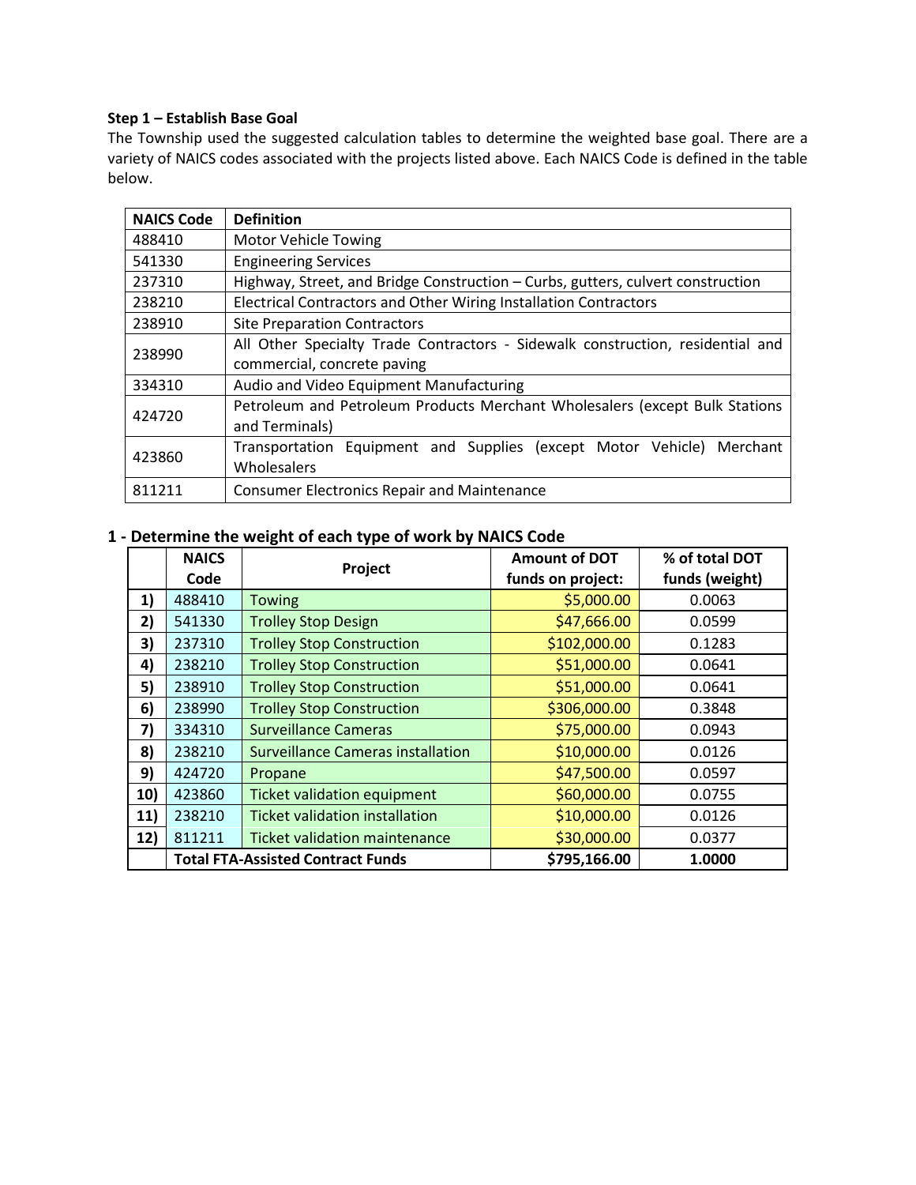**Step 1 – Establish Base Goal**

The Township used the suggested calculation tables to determine the weighted base goal. There are a variety of NAICS codes associated with the projects listed above. Each NAICS Code is defined in the table below.

| NAICS Code | Definition |
|---|---|
| 488410 | Motor Vehicle Towing |
| 541330 | Engineering Services |
| 237310 | Highway, Street, and Bridge Construction – Curbs, gutters, culvert construction |
| 238210 | Electrical Contractors and Other Wiring Installation Contractors |
| 238910 | Site Preparation Contractors |
| 238990 | All Other Specialty Trade Contractors - Sidewalk construction, residential and commercial, concrete paving |
| 334310 | Audio and Video Equipment Manufacturing |
| 424720 | Petroleum and Petroleum Products Merchant Wholesalers (except Bulk Stations and Terminals) |
| 423860 | Transportation Equipment and Supplies (except Motor Vehicle) Merchant Wholesalers |
| 811211 | Consumer Electronics Repair and Maintenance |

## 1 - Determine the weight of each type of work by NAICS Code

| | NAICS Code | Project | Amount of DOT funds on project: | % of total DOT funds (weight) |
|---|---|---|---|---|
| 1) | 488410 | Towing | $5,000.00 | 0.0063 |
| 2) | 541330 | Trolley Stop Design | $47,666.00 | 0.0599 |
| 3) | 237310 | Trolley Stop Construction | $102,000.00 | 0.1283 |
| 4) | 238210 | Trolley Stop Construction | $51,000.00 | 0.0641 |
| 5) | 238910 | Trolley Stop Construction | $51,000.00 | 0.0641 |
| 6) | 238990 | Trolley Stop Construction | $306,000.00 | 0.3848 |
| 7) | 334310 | Surveillance Cameras | $75,000.00 | 0.0943 |
| 8) | 238210 | Surveillance Cameras installation | $10,000.00 | 0.0126 |
| 9) | 424720 | Propane | $47,500.00 | 0.0597 |
| 10) | 423860 | Ticket validation equipment | $60,000.00 | 0.0755 |
| 11) | 238210 | Ticket validation installation | $10,000.00 | 0.0126 |
| 12) | 811211 | Ticket validation maintenance | $30,000.00 | 0.0377 |
| | **Total FTA-Assisted Contract Funds** | | **$795,166.00** | **1.0000** |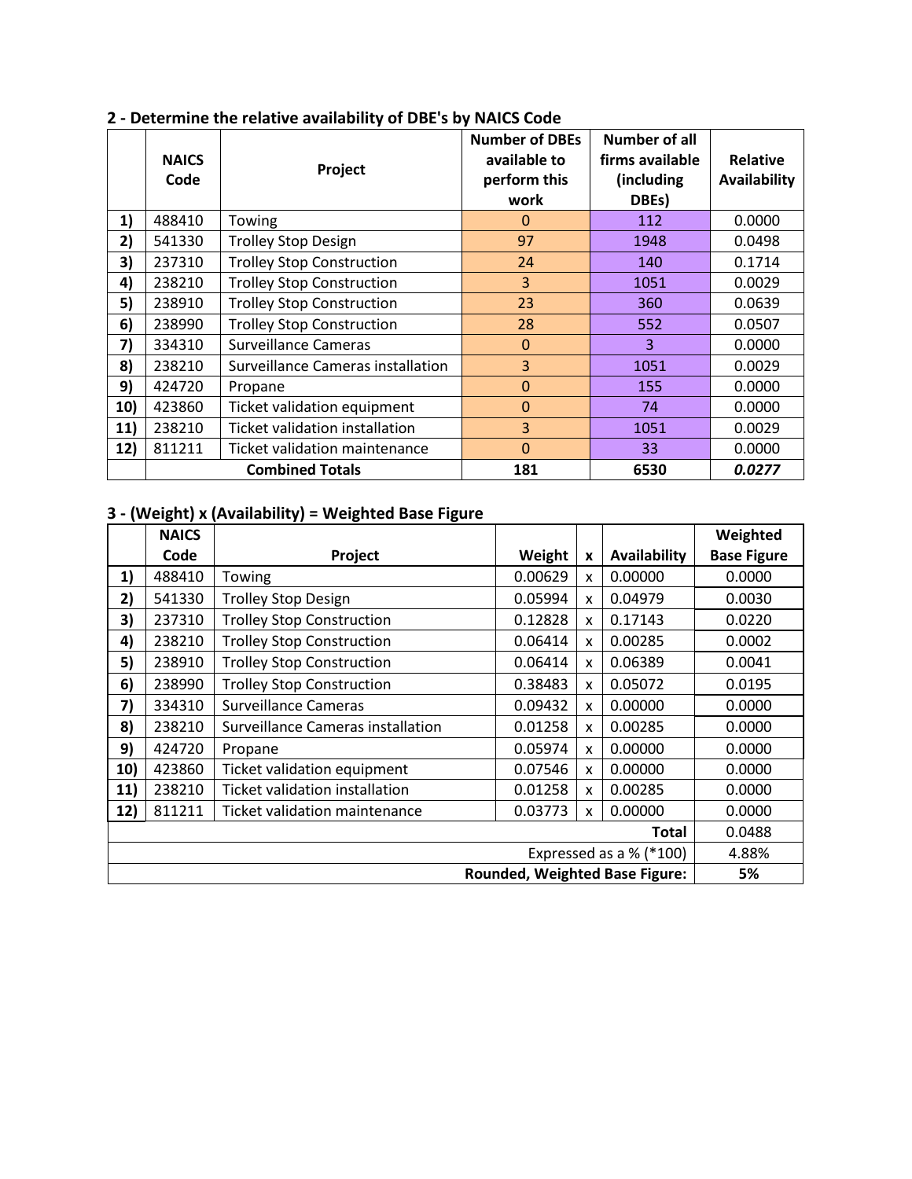### 2 - Determine the relative availability of DBE's by NAICS Code

| | NAICS Code | Project | Number of DBEs available to perform this work | Number of all firms available (including DBEs) | Relative Availability |
|---|---|---|---|---|---|
| 1) | 488410 | Towing | 0 | 112 | 0.0000 |
| 2) | 541330 | Trolley Stop Design | 97 | 1948 | 0.0498 |
| 3) | 237310 | Trolley Stop Construction | 24 | 140 | 0.1714 |
| 4) | 238210 | Trolley Stop Construction | 3 | 1051 | 0.0029 |
| 5) | 238910 | Trolley Stop Construction | 23 | 360 | 0.0639 |
| 6) | 238990 | Trolley Stop Construction | 28 | 552 | 0.0507 |
| 7) | 334310 | Surveillance Cameras | 0 | 3 | 0.0000 |
| 8) | 238210 | Surveillance Cameras installation | 3 | 1051 | 0.0029 |
| 9) | 424720 | Propane | 0 | 155 | 0.0000 |
| 10) | 423860 | Ticket validation equipment | 0 | 74 | 0.0000 |
| 11) | 238210 | Ticket validation installation | 3 | 1051 | 0.0029 |
| 12) | 811211 | Ticket validation maintenance | 0 | 33 | 0.0000 |
| | **Combined Totals** | | **181** | **6530** | ***0.0277*** |

### 3 - (Weight) x (Availability) = Weighted Base Figure

| | NAICS Code | Project | Weight | x | Availability | Weighted Base Figure |
|---|---|---|---|---|---|---|
| 1) | 488410 | Towing | 0.00629 | x | 0.00000 | 0.0000 |
| 2) | 541330 | Trolley Stop Design | 0.05994 | x | 0.04979 | 0.0030 |
| 3) | 237310 | Trolley Stop Construction | 0.12828 | x | 0.17143 | 0.0220 |
| 4) | 238210 | Trolley Stop Construction | 0.06414 | x | 0.00285 | 0.0002 |
| 5) | 238910 | Trolley Stop Construction | 0.06414 | x | 0.06389 | 0.0041 |
| 6) | 238990 | Trolley Stop Construction | 0.38483 | x | 0.05072 | 0.0195 |
| 7) | 334310 | Surveillance Cameras | 0.09432 | x | 0.00000 | 0.0000 |
| 8) | 238210 | Surveillance Cameras installation | 0.01258 | x | 0.00285 | 0.0000 |
| 9) | 424720 | Propane | 0.05974 | x | 0.00000 | 0.0000 |
| 10) | 423860 | Ticket validation equipment | 0.07546 | x | 0.00000 | 0.0000 |
| 11) | 238210 | Ticket validation installation | 0.01258 | x | 0.00285 | 0.0000 |
| 12) | 811211 | Ticket validation maintenance | 0.03773 | x | 0.00000 | 0.0000 |
| | | | | | **Total** | 0.0488 |
| | | | | | Expressed as a % (*100) | 4.88% |
| | | | | | **Rounded, Weighted Base Figure:** | **5%** |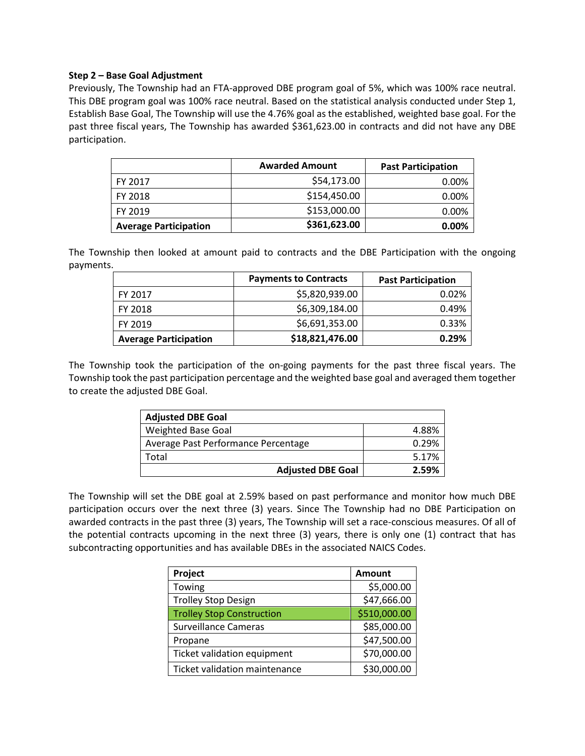**Step 2 – Base Goal Adjustment**

Previously, The Township had an FTA-approved DBE program goal of 5%, which was 100% race neutral. This DBE program goal was 100% race neutral. Based on the statistical analysis conducted under Step 1, Establish Base Goal, The Township will use the 4.76% goal as the established, weighted base goal. For the past three fiscal years, The Township has awarded $361,623.00 in contracts and did not have any DBE participation.

| | Awarded Amount | Past Participation |
|---|---:|---:|
| FY 2017 | $54,173.00 | 0.00% |
| FY 2018 | $154,450.00 | 0.00% |
| FY 2019 | $153,000.00 | 0.00% |
| **Average Participation** | **$361,623.00** | **0.00%** |

The Township then looked at amount paid to contracts and the DBE Participation with the ongoing payments.

| | Payments to Contracts | Past Participation |
|---|---:|---:|
| FY 2017 | $5,820,939.00 | 0.02% |
| FY 2018 | $6,309,184.00 | 0.49% |
| FY 2019 | $6,691,353.00 | 0.33% |
| **Average Participation** | **$18,821,476.00** | **0.29%** |

The Township took the participation of the on-going payments for the past three fiscal years. The Township took the past participation percentage and the weighted base goal and averaged them together to create the adjusted DBE Goal.

| **Adjusted DBE Goal** | |
|---|---:|
| Weighted Base Goal | 4.88% |
| Average Past Performance Percentage | 0.29% |
| Total | 5.17% |
| **Adjusted DBE Goal** | **2.59%** |

The Township will set the DBE goal at 2.59% based on past performance and monitor how much DBE participation occurs over the next three (3) years. Since The Township had no DBE Participation on awarded contracts in the past three (3) years, The Township will set a race-conscious measures. Of all of the potential contracts upcoming in the next three (3) years, there is only one (1) contract that has subcontracting opportunities and has available DBEs in the associated NAICS Codes.

| Project | Amount |
|---|---:|
| Towing | $5,000.00 |
| Trolley Stop Design | $47,666.00 |
| Trolley Stop Construction | $510,000.00 |
| Surveillance Cameras | $85,000.00 |
| Propane | $47,500.00 |
| Ticket validation equipment | $70,000.00 |
| Ticket validation maintenance | $30,000.00 |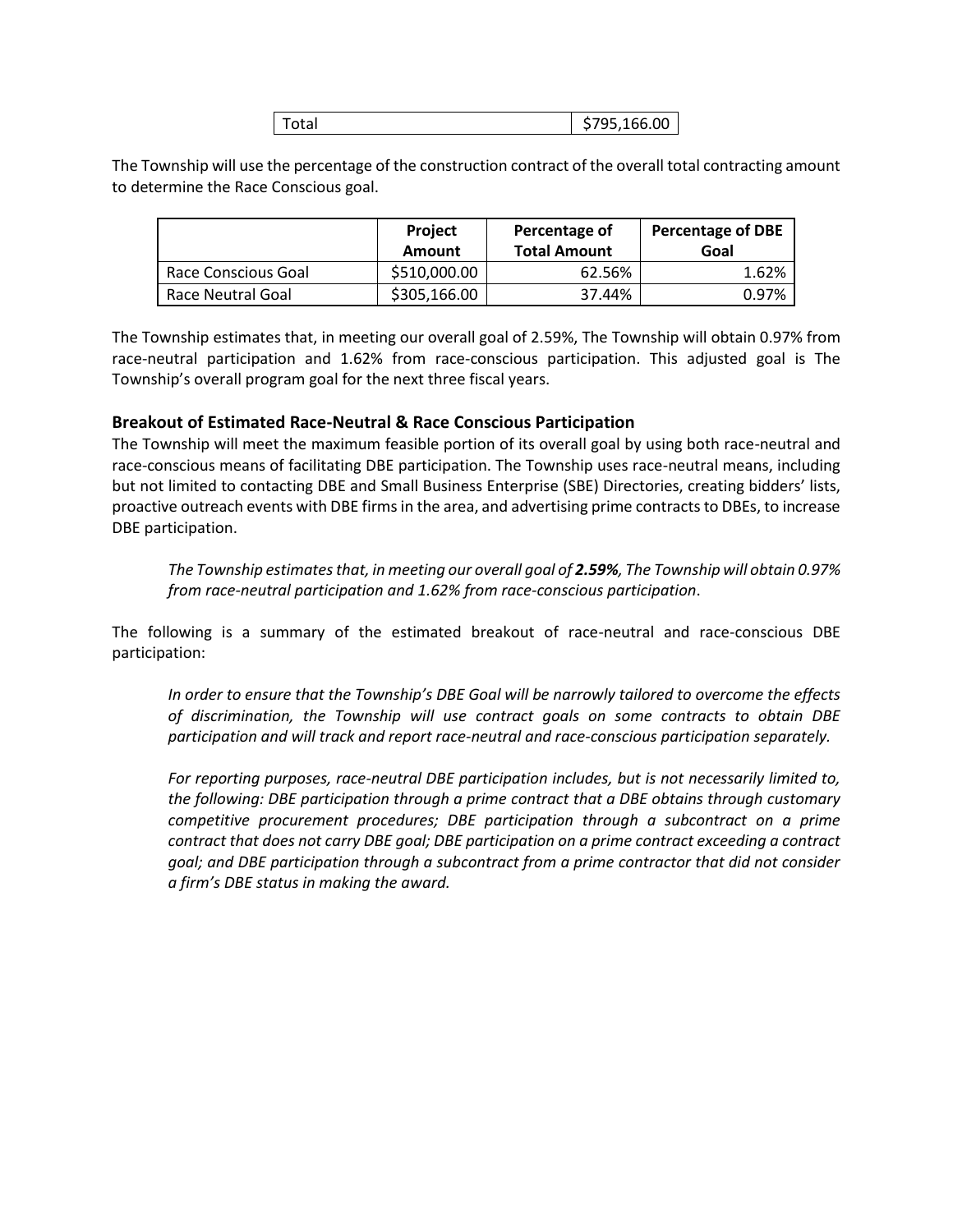| | |
|---|---|
| Total | $795,166.00 |

The Township will use the percentage of the construction contract of the overall total contracting amount to determine the Race Conscious goal.

| | Project Amount | Percentage of Total Amount | Percentage of DBE Goal |
|---|---|---|---|
| Race Conscious Goal | $510,000.00 | 62.56% | 1.62% |
| Race Neutral Goal | $305,166.00 | 37.44% | 0.97% |

The Township estimates that, in meeting our overall goal of 2.59%, The Township will obtain 0.97% from race-neutral participation and 1.62% from race-conscious participation. This adjusted goal is The Township's overall program goal for the next three fiscal years.

### Breakout of Estimated Race-Neutral & Race Conscious Participation

The Township will meet the maximum feasible portion of its overall goal by using both race-neutral and race-conscious means of facilitating DBE participation. The Township uses race-neutral means, including but not limited to contacting DBE and Small Business Enterprise (SBE) Directories, creating bidders' lists, proactive outreach events with DBE firms in the area, and advertising prime contracts to DBEs, to increase DBE participation.

> *The Township estimates that, in meeting our overall goal of **2.59%**, The Township will obtain 0.97% from race-neutral participation and 1.62% from race-conscious participation.*

The following is a summary of the estimated breakout of race-neutral and race-conscious DBE participation:

> *In order to ensure that the Township's DBE Goal will be narrowly tailored to overcome the effects of discrimination, the Township will use contract goals on some contracts to obtain DBE participation and will track and report race-neutral and race-conscious participation separately.*
>
> *For reporting purposes, race-neutral DBE participation includes, but is not necessarily limited to, the following: DBE participation through a prime contract that a DBE obtains through customary competitive procurement procedures; DBE participation through a subcontract on a prime contract that does not carry DBE goal; DBE participation on a prime contract exceeding a contract goal; and DBE participation through a subcontract from a prime contractor that did not consider a firm's DBE status in making the award.*